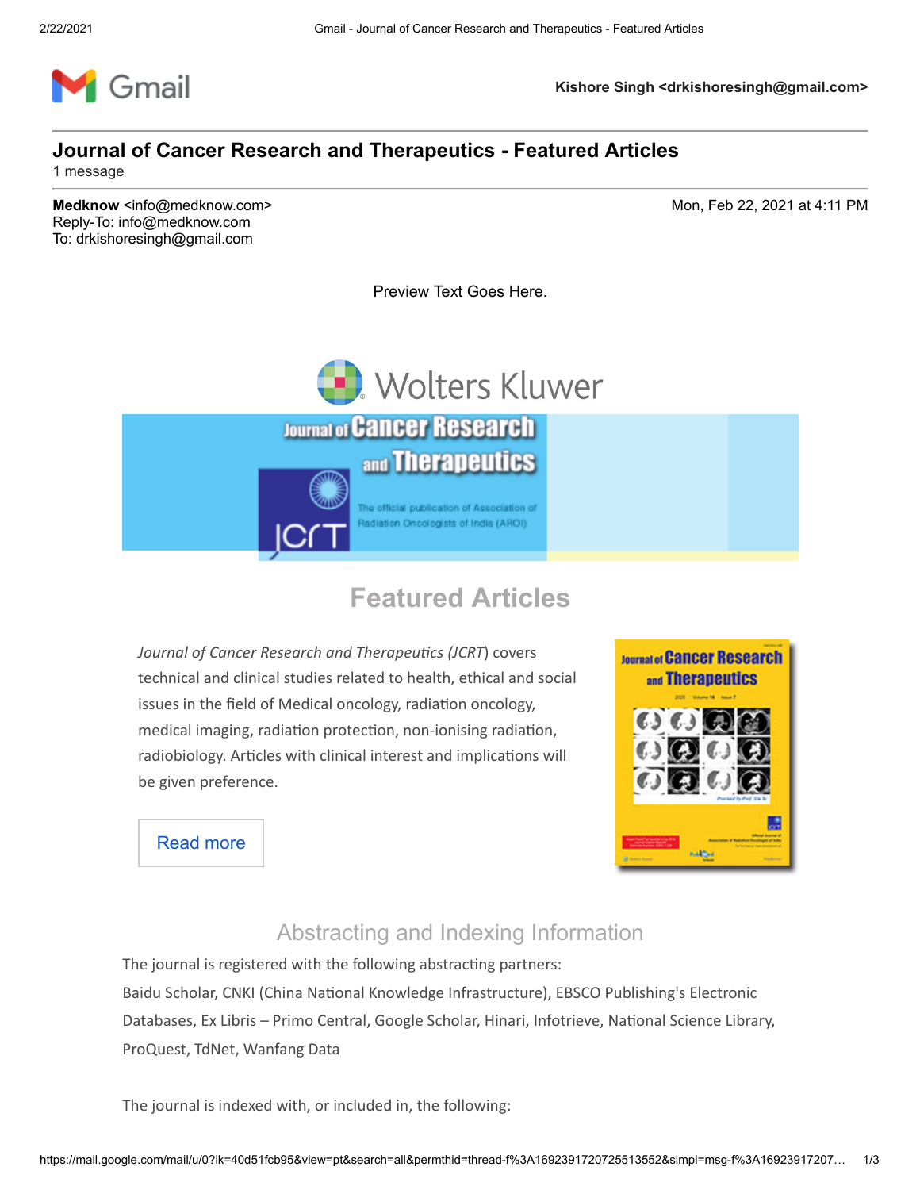Gmail — Kishore Singh <drkishoresingh@gmail.com>

# Journal of Cancer Research and Therapeutics - Featured Articles

1 message

**Medknow** <info@medknow.com> — Mon, Feb 22, 2021 at 4:11 PM
Reply-To: info@medknow.com
To: drkishoresingh@gmail.com

Preview Text Goes Here.

Wolters Kluwer

Journal of Cancer Research and Therapeutics

JCRT — The official publication of Association of Radiation Oncologists of India (AROI)

## Featured Articles

*Journal of Cancer Research and Therapeutics (JCRT*) covers technical and clinical studies related to health, ethical and social issues in the field of Medical oncology, radiation oncology, medical imaging, radiation protection, non-ionising radiation, radiobiology. Articles with clinical interest and implications will be given preference.

Read more

### Abstracting and Indexing Information

The journal is registered with the following abstracting partners:
Baidu Scholar, CNKI (China National Knowledge Infrastructure), EBSCO Publishing's Electronic Databases, Ex Libris – Primo Central, Google Scholar, Hinari, Infotrieve, National Science Library, ProQuest, TdNet, Wanfang Data

The journal is indexed with, or included in, the following: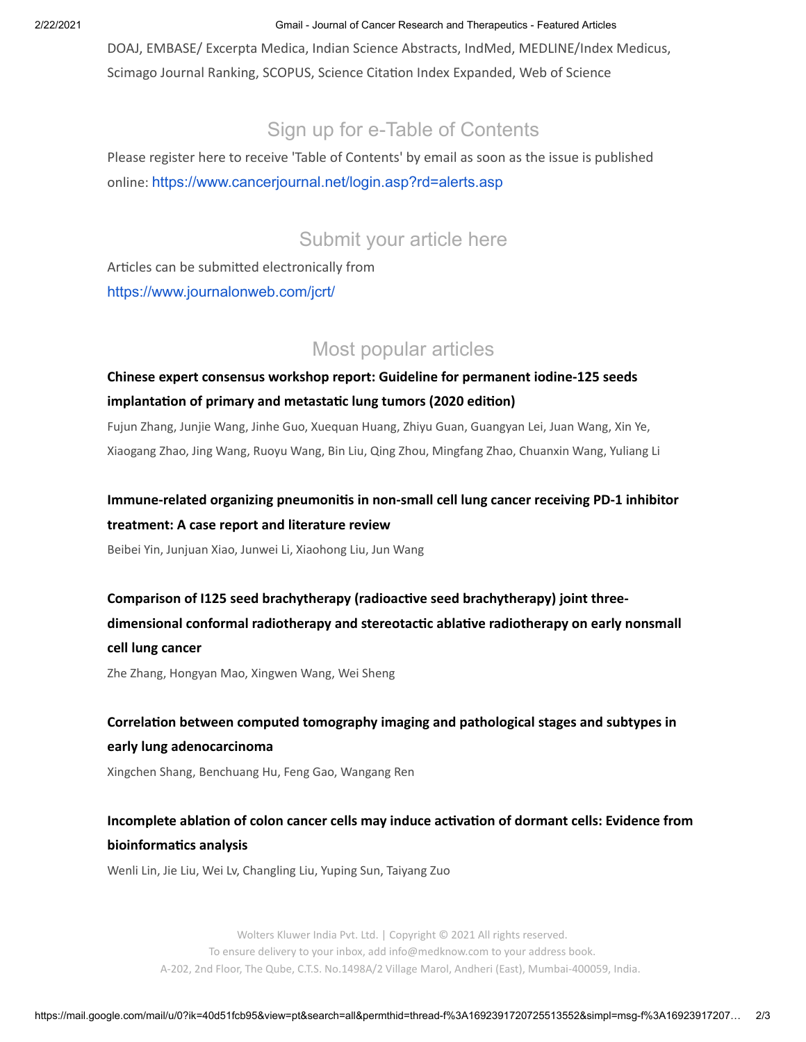DOAJ, EMBASE/ Excerpta Medica, Indian Science Abstracts, IndMed, MEDLINE/Index Medicus, Scimago Journal Ranking, SCOPUS, Science Citation Index Expanded, Web of Science

## Sign up for e-Table of Contents

Please register here to receive 'Table of Contents' by email as soon as the issue is published online: https://www.cancerjournal.net/login.asp?rd=alerts.asp

## Submit your article here

Articles can be submitted electronically from https://www.journalonweb.com/jcrt/

## Most popular articles

**Chinese expert consensus workshop report: Guideline for permanent iodine-125 seeds implantation of primary and metastatic lung tumors (2020 edition)**

Fujun Zhang, Junjie Wang, Jinhe Guo, Xuequan Huang, Zhiyu Guan, Guangyan Lei, Juan Wang, Xin Ye, Xiaogang Zhao, Jing Wang, Ruoyu Wang, Bin Liu, Qing Zhou, Mingfang Zhao, Chuanxin Wang, Yuliang Li

**Immune-related organizing pneumonitis in non-small cell lung cancer receiving PD-1 inhibitor treatment: A case report and literature review**

Beibei Yin, Junjuan Xiao, Junwei Li, Xiaohong Liu, Jun Wang

**Comparison of I125 seed brachytherapy (radioactive seed brachytherapy) joint three-dimensional conformal radiotherapy and stereotactic ablative radiotherapy on early nonsmall cell lung cancer**

Zhe Zhang, Hongyan Mao, Xingwen Wang, Wei Sheng

**Correlation between computed tomography imaging and pathological stages and subtypes in early lung adenocarcinoma**

Xingchen Shang, Benchuang Hu, Feng Gao, Wangang Ren

**Incomplete ablation of colon cancer cells may induce activation of dormant cells: Evidence from bioinformatics analysis**

Wenli Lin, Jie Liu, Wei Lv, Changling Liu, Yuping Sun, Taiyang Zuo

Wolters Kluwer India Pvt. Ltd. | Copyright © 2021 All rights reserved.
To ensure delivery to your inbox, add info@medknow.com to your address book.
A-202, 2nd Floor, The Qube, C.T.S. No.1498A/2 Village Marol, Andheri (East), Mumbai-400059, India.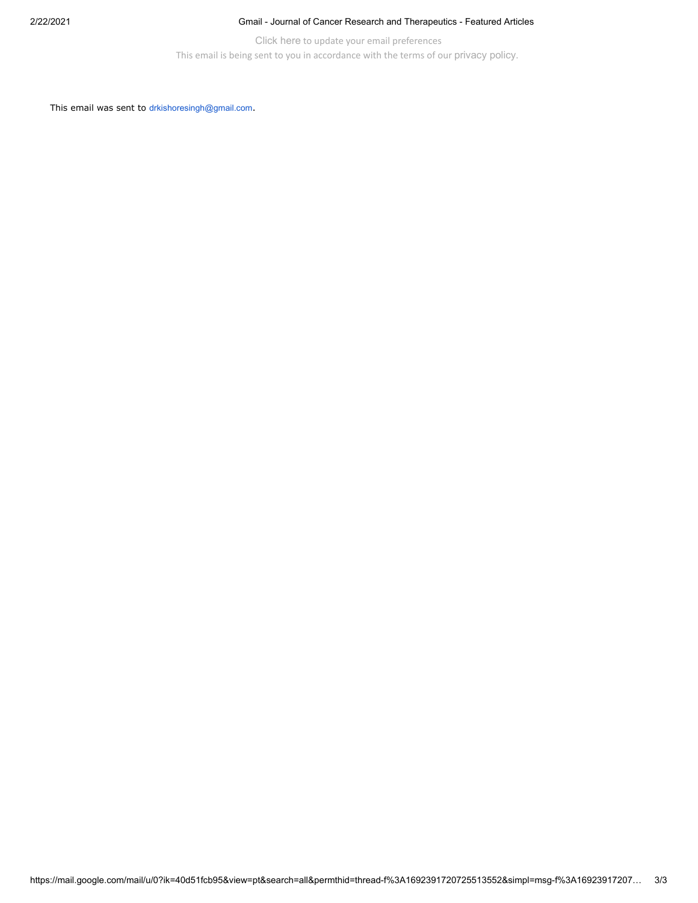Click here to update your email preferences

This email is being sent to you in accordance with the terms of our privacy policy.

This email was sent to drkishoresingh@gmail.com.